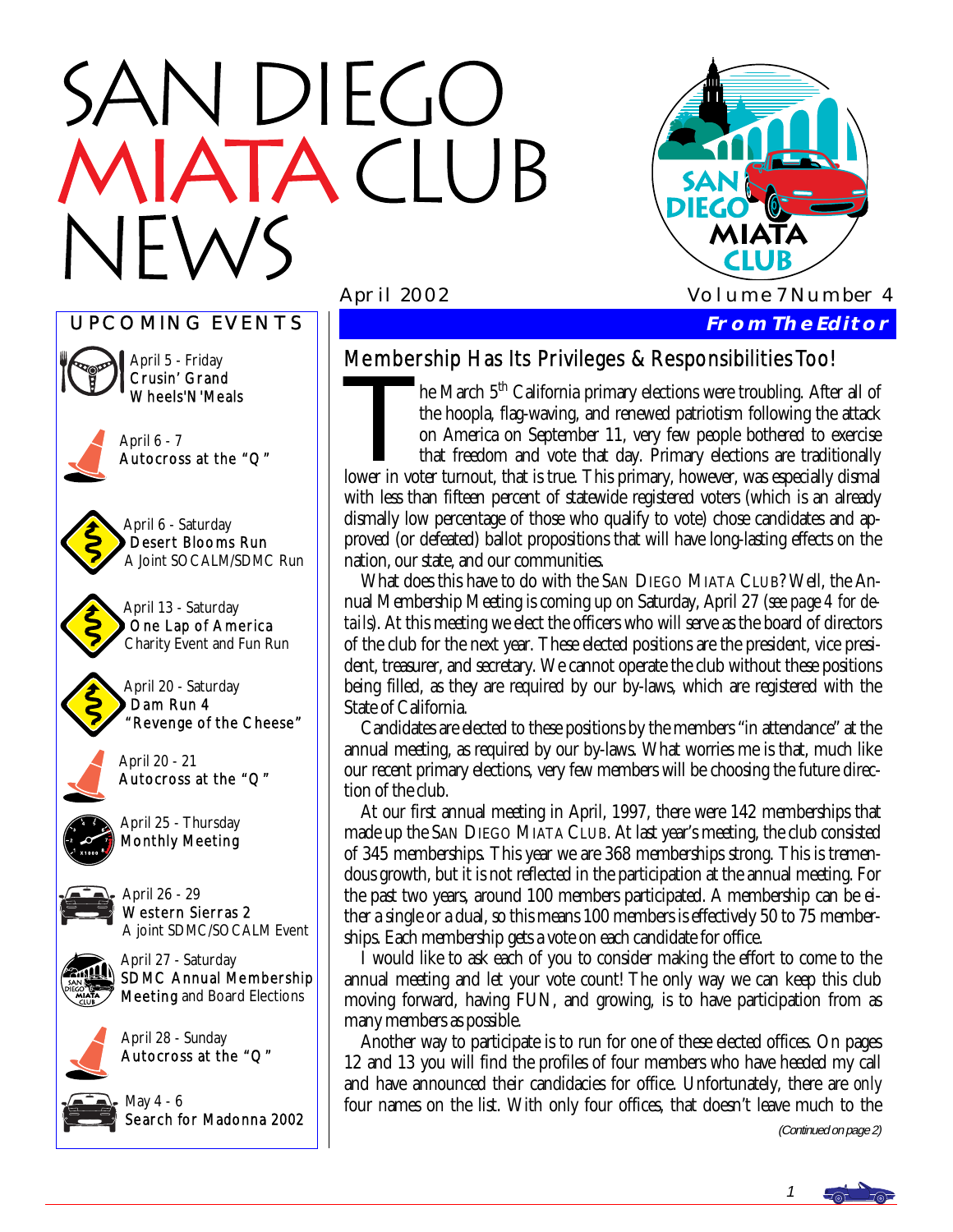# SAN DIEGO MIATA CLUB NEWS

April 2002 Volume 7 Number 4

## UPCOMING EVENTS

April 5 - Friday
Crusin' Grand Wheels'N'Meals

April 6 - 7
Autocross at the "Q"

April 6 - Saturday
Desert Blooms Run
A Joint SOCALM/SDMC Run

April 13 - Saturday
One Lap of America
Charity Event and Fun Run

April 20 - Saturday
Dam Run 4
"Revenge of the Cheese"

April 20 - 21
Autocross at the "Q"

April 25 - Thursday
Monthly Meeting

April 26 - 29
Western Sierras 2
A joint SDMC/SOCALM Event

April 27 - Saturday
SDMC Annual Membership Meeting and Board Elections

April 28 - Sunday
Autocross at the "Q"

May 4 - 6
Search for Madonna 2002

**From The Editor**

## Membership Has Its Privileges & Responsibilities Too!

The March 5th California primary elections were troubling. After all of the hoopla, flag-waving, and renewed patriotism following the attack on America on September 11, very few people bothered to exercise that freedom and vote that day. Primary elections are traditionally lower in voter turnout, that is true. This primary, however, was especially dismal with less than fifteen percent of statewide registered voters (which is an already dismally low percentage of those who qualify to vote) chose candidates and approved (or defeated) ballot propositions that will have long-lasting effects on the nation, our state, and our communities.

What does this have to do with the SAN DIEGO MIATA CLUB? Well, the Annual Membership Meeting is coming up on Saturday, April 27 (*see page 4 for details*). At this meeting we elect the officers who will serve as the board of directors of the club for the next year. These elected positions are the president, vice president, treasurer, and secretary. We cannot operate the club without these positions being filled, as they are required by our by-laws, which are registered with the State of California.

Candidates are elected to these positions by the members "in attendance" at the annual meeting, as required by our by-laws. What worries me is that, much like our recent primary elections, very few members will be choosing the future direction of the club.

At our first annual meeting in April, 1997, there were 142 memberships that made up the SAN DIEGO MIATA CLUB. At last year's meeting, the club consisted of 345 memberships. This year we are 368 memberships strong. This is tremendous growth, but it is not reflected in the participation at the annual meeting. For the past two years, around 100 members participated. A membership can be either a single or a dual, so this means 100 members is effectively 50 to 75 memberships. Each membership gets a vote on each candidate for office.

I would like to ask each of you to consider making the effort to come to the annual meeting and let your vote count! The only way we can keep this club moving forward, having FUN, and growing, is to have participation from as many members as possible.

Another way to participate is to run for one of these elected offices. On pages 12 and 13 you will find the profiles of four members who have heeded my call and have announced their candidacies for office. Unfortunately, there are *only* four names on the list. With only four offices, that doesn't leave much to the

*(Continued on page 2)*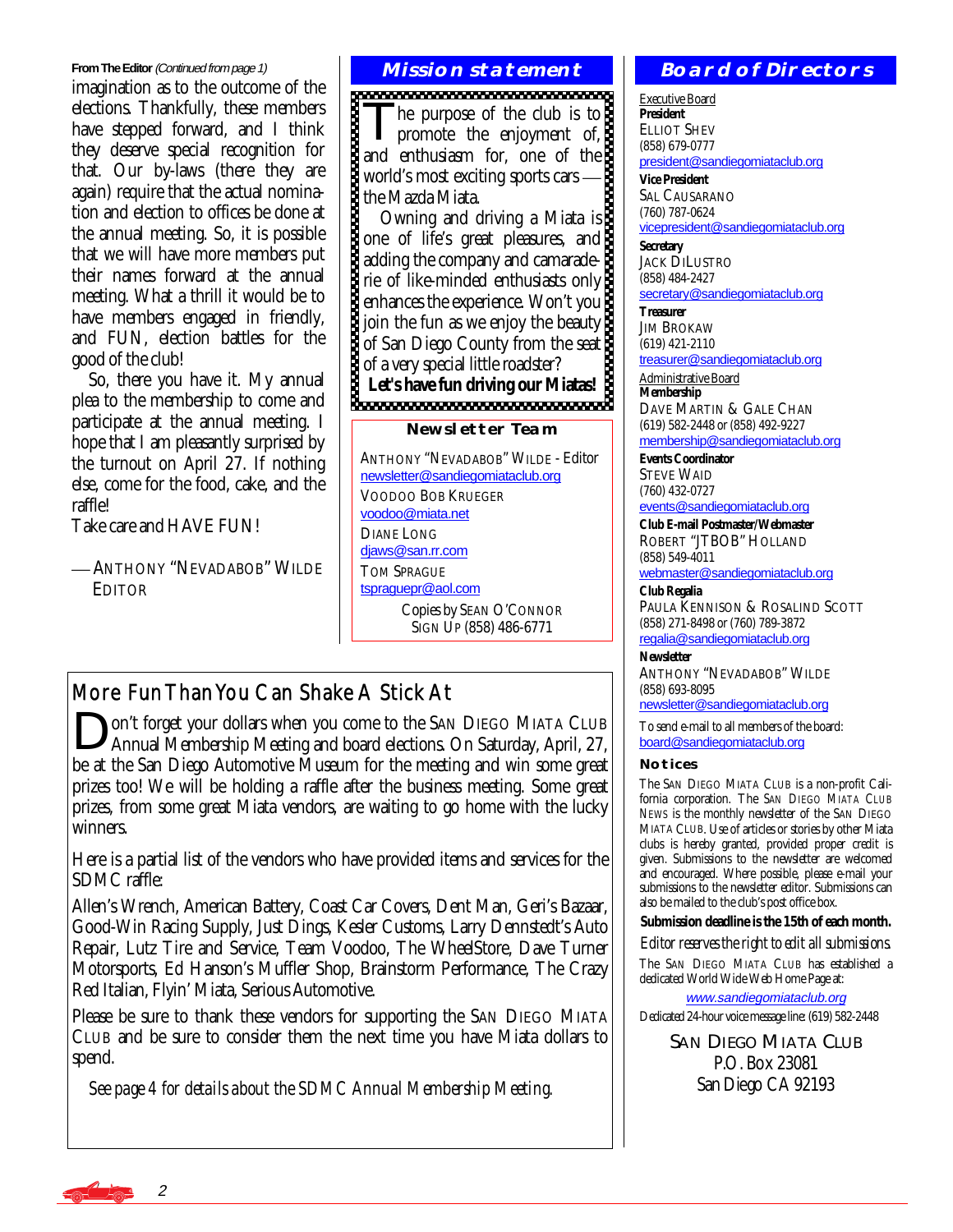**From The Editor** *(Continued from page 1)*

imagination as to the outcome of the elections. Thankfully, these members have stepped forward, and I think they deserve special recognition for that. Our by-laws (there they are again) require that the actual nomination and election to offices be done at the annual meeting. So, it is possible that we will have more members put their names forward at the annual meeting. What a thrill it would be to have members engaged in friendly, and FUN, election battles for the good of the club!

So, there you have it. My annual plea to the membership to come and participate at the annual meeting. I hope that I am pleasantly surprised by the turnout on April 27. If nothing else, come for the food, cake, and the raffle!

Take care and HAVE FUN!

— ANTHONY "NEVADABOB" WILDE
EDITOR

## Mission statement

The purpose of the club is to promote the enjoyment of, and enthusiasm for, one of the world's most exciting sports cars — the Mazda Miata.

Owning and driving a Miata is one of life's great pleasures, and adding the company and camaraderie of like-minded enthusiasts only enhances the experience. Won't you join the fun as we enjoy the beauty of San Diego County from the seat of a very special little roadster?

**Let's have fun driving our Miatas!**

### Newsletter Team

ANTHONY "NEVADABOB" WILDE - Editor
newsletter@sandiegomiataclub.org

VOODOO BOB KRUEGER
voodoo@miata.net

DIANE LONG
djaws@san.rr.com

TOM SPRAGUE
tspraguepr@aol.com

Copies by SEAN O'CONNOR
SIGN UP (858) 486-6771

## Board of Directors

Executive Board

**President**
ELLIOT SHEV
(858) 679-0777
president@sandiegomiataclub.org

**Vice President**
SAL CAUSARANO
(760) 787-0624
vicepresident@sandiegomiataclub.org

**Secretary**
JACK DILUSTRO
(858) 484-2427
secretary@sandiegomiataclub.org

**Treasurer**
JIM BROKAW
(619) 421-2110
treasurer@sandiegomiataclub.org

Administrative Board

**Membership**
DAVE MARTIN & GALE CHAN
(619) 582-2448 or (858) 492-9227
membership@sandiegomiataclub.org

**Events Coordinator**
STEVE WAID
(760) 432-0727
events@sandiegomiataclub.org

**Club E-mail Postmaster/Webmaster**
ROBERT "JTBOB" HOLLAND
(858) 549-4011
webmaster@sandiegomiataclub.org

**Club Regalia**
PAULA KENNISON & ROSALIND SCOTT
(858) 271-8498 or (760) 789-3872
regalia@sandiegomiataclub.org

**Newsletter**
ANTHONY "NEVADABOB" WILDE
(858) 693-8095
newsletter@sandiegomiataclub.org

To send e-mail to all members of the board:
board@sandiegomiataclub.org

### Notices

The SAN DIEGO MIATA CLUB is a non-profit California corporation. The SAN DIEGO MIATA CLUB NEWS is the monthly newsletter of the SAN DIEGO MIATA CLUB. Use of articles or stories by other Miata clubs is hereby granted, provided proper credit is given. Submissions to the newsletter are welcomed and encouraged. Where possible, please e-mail your submissions to the newsletter editor. Submissions can also be mailed to the club's post office box.

**Submission deadline is the 15th of each month.**

Editor reserves the right to edit all submissions.

The SAN DIEGO MIATA CLUB has established a dedicated World Wide Web Home Page at:

*www.sandiegomiataclub.org*

Dedicated 24-hour voice message line: (619) 582-2448

SAN DIEGO MIATA CLUB
P.O. Box 23081
San Diego CA 92193

## More Fun Than You Can Shake A Stick At

Don't forget your dollars when you come to the SAN DIEGO MIATA CLUB Annual Membership Meeting and board elections. On Saturday, April, 27, be at the San Diego Automotive Museum for the meeting and win some great prizes too! We will be holding a raffle after the business meeting. Some great prizes, from some great Miata vendors, are waiting to go home with the lucky winners.

Here is a partial list of the vendors who have provided items and services for the SDMC raffle:

Allen's Wrench, American Battery, Coast Car Covers, Dent Man, Geri's Bazaar, Good-Win Racing Supply, Just Dings, Kesler Customs, Larry Dennstedt's Auto Repair, Lutz Tire and Service, Team Voodoo, The WheelStore, Dave Turner Motorsports, Ed Hanson's Muffler Shop, Brainstorm Performance, The Crazy Red Italian, Flyin' Miata, Serious Automotive.

Please be sure to thank these vendors for supporting the SAN DIEGO MIATA CLUB and be sure to consider them the next time you have Miata dollars to spend.

*See page 4 for details about the SDMC Annual Membership Meeting.*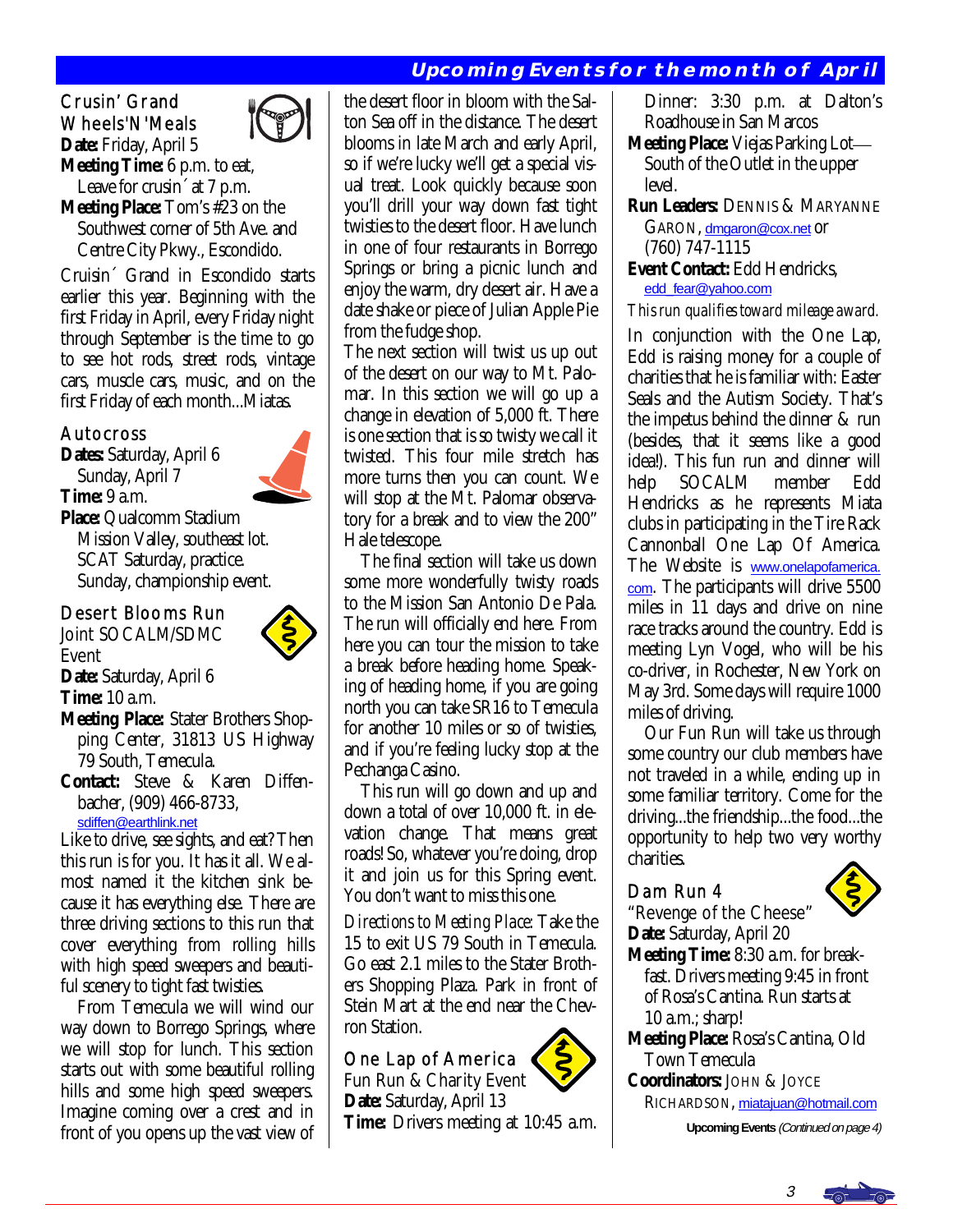## Upcoming Events for the month of April

### Crusin' Grand Wheels'N'Meals

**Date:** Friday, April 5

**Meeting Time:** 6 p.m. to eat, Leave for crusin´ at 7 p.m.

**Meeting Place:** Tom's #23 on the Southwest corner of 5th Ave. and Centre City Pkwy., Escondido.

Cruisin´ Grand in Escondido starts earlier this year. Beginning with the first Friday in April, every Friday night through September is the time to go to see hot rods, street rods, vintage cars, muscle cars, music, and on the first Friday of each month...Miatas.

### Autocross

**Dates:** Saturday, April 6 Sunday, April 7

**Time:** 9 a.m.

**Place:** Qualcomm Stadium Mission Valley, southeast lot. SCAT Saturday, practice. Sunday, championship event.

### Desert Blooms Run

Joint SOCALM/SDMC Event

**Date:** Saturday, April 6

**Time:** 10 a.m.

**Meeting Place:** Stater Brothers Shopping Center, 31813 US Highway 79 South, Temecula.

**Contact:** Steve & Karen Diffenbacher, (909) 466-8733, sdiffen@earthlink.net

Like to drive, see sights, and eat? Then this run is for you. It has it all. We almost named it the kitchen sink because it has everything else. There are three driving sections to this run that cover everything from rolling hills with high speed sweepers and beautiful scenery to tight fast twisties.

From Temecula we will wind our way down to Borrego Springs, where we will stop for lunch. This section starts out with some beautiful rolling hills and some high speed sweepers. Imagine coming over a crest and in front of you opens up the vast view of the desert floor in bloom with the Salton Sea off in the distance. The desert blooms in late March and early April, so if we're lucky we'll get a special visual treat. Look quickly because soon you'll drill your way down fast tight twisties to the desert floor. Have lunch in one of four restaurants in Borrego Springs or bring a picnic lunch and enjoy the warm, dry desert air. Have a date shake or piece of Julian Apple Pie from the fudge shop.

The next section will twist us up out of the desert on our way to Mt. Palomar. In this section we will go up a change in elevation of 5,000 ft. There is one section that is so twisty we call it twisted. This four mile stretch has more turns then you can count. We will stop at the Mt. Palomar observatory for a break and to view the 200" Hale telescope.

The final section will take us down some more wonderfully twisty roads to the Mission San Antonio De Pala. The run will officially end here. From here you can tour the mission to take a break before heading home. Speaking of heading home, if you are going north you can take SR16 to Temecula for another 10 miles or so of twisties, and if you're feeling lucky stop at the Pechanga Casino.

This run will go down and up and down a total of over 10,000 ft. in elevation change. That means great roads! So, whatever you're doing, drop it and join us for this Spring event. You don't want to miss this one.

*Directions to Meeting Place:* Take the 15 to exit US 79 South in Temecula. Go east 2.1 miles to the Stater Brothers Shopping Plaza. Park in front of Stein Mart at the end near the Chevron Station.

### One Lap of America

Fun Run & Charity Event

**Date:** Saturday, April 13

**Time:** Drivers meeting at 10:45 a.m. Dinner: 3:30 p.m. at Dalton's Roadhouse in San Marcos

**Meeting Place:** Viejas Parking Lot—South of the Outlet in the upper level.

**Run Leaders:** Dennis & Maryanne Garon, dmgaron@cox.net or (760) 747-1115

**Event Contact:** Edd Hendricks, edd_fear@yahoo.com

*This run qualifies toward mileage award.*

In conjunction with the One Lap, Edd is raising money for a couple of charities that he is familiar with: Easter Seals and the Autism Society. That's the impetus behind the dinner & run (besides, that it seems like a good idea!). This fun run and dinner will help SOCALM member Edd Hendricks as he represents Miata clubs in participating in the Tire Rack Cannonball One Lap Of America. The Website is www.onelapofamerica.com. The participants will drive 5500 miles in 11 days and drive on nine race tracks around the country. Edd is meeting Lyn Vogel, who will be his co-driver, in Rochester, New York on May 3rd. Some days will require 1000 miles of driving.

Our Fun Run will take us through some country our club members have not traveled in a while, ending up in some familiar territory. Come for the driving...the friendship...the food...the opportunity to help two very worthy charities.

### Dam Run 4

"Revenge of the Cheese"

**Date:** Saturday, April 20

**Meeting Time:** 8:30 a.m. for breakfast. Drivers meeting 9:45 in front of Rosa's Cantina. Run starts at 10 a.m.; sharp!

**Meeting Place:** Rosa's Cantina, Old Town Temecula

**Coordinators:** John & Joyce Richardson, miatajuan@hotmail.com

**Upcoming Events** *(Continued on page 4)*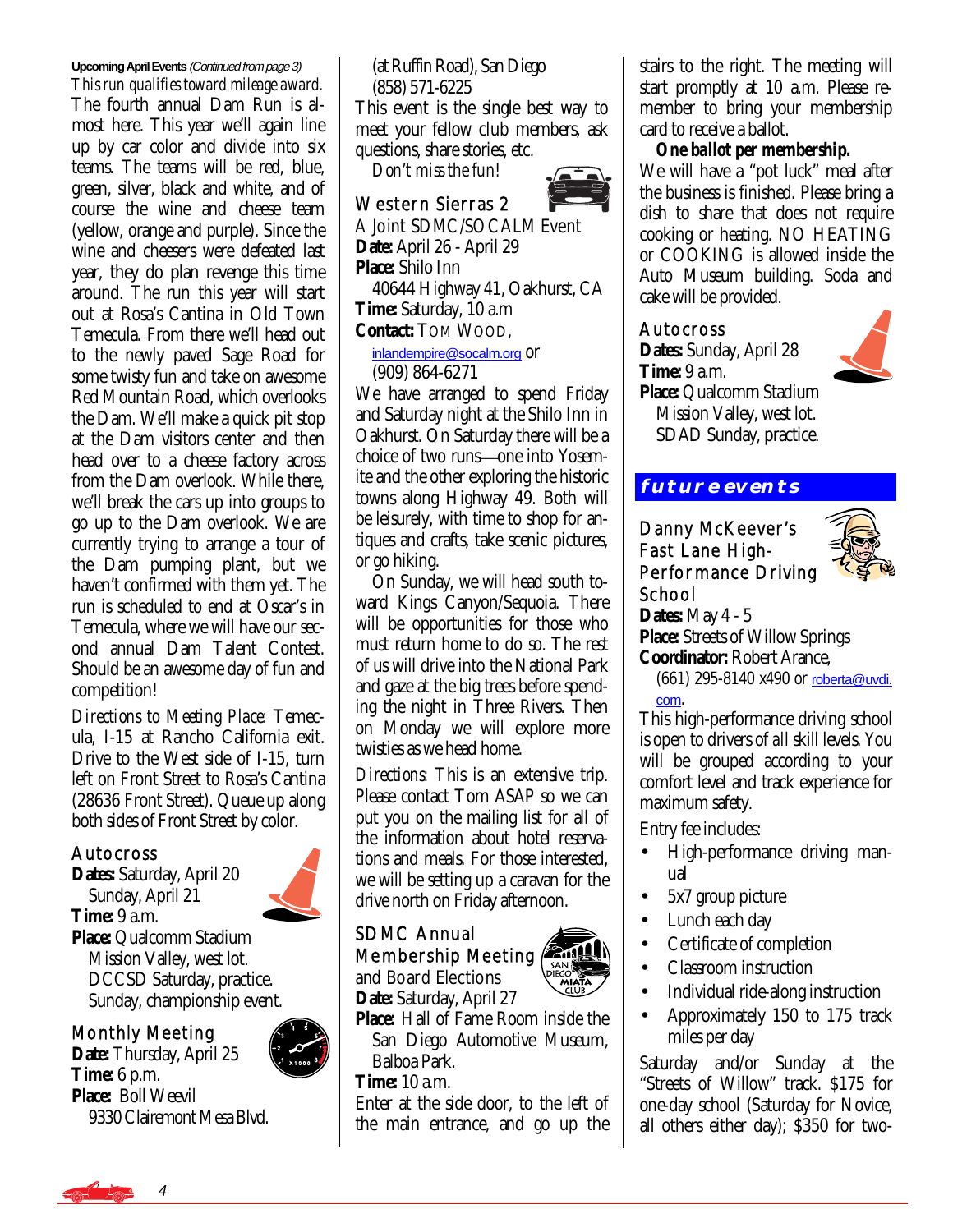**Upcoming April Events** *(Continued from page 3)*

*This run qualifies toward mileage award.*

The fourth annual Dam Run is almost here. This year we'll again line up by car color and divide into six teams. The teams will be red, blue, green, silver, black and white, and of course the wine and cheese team (yellow, orange and purple). Since the wine and cheesers were defeated last year, they do plan revenge this time around. The run this year will start out at Rosa's Cantina in Old Town Temecula. From there we'll head out to the newly paved Sage Road for some twisty fun and take on awesome Red Mountain Road, which overlooks the Dam. We'll make a quick pit stop at the Dam visitors center and then head over to a cheese factory across from the Dam overlook. While there, we'll break the cars up into groups to go up to the Dam overlook. We are currently trying to arrange a tour of the Dam pumping plant, but we haven't confirmed with them yet. The run is scheduled to end at Oscar's in Temecula, where we will have our second annual Dam Talent Contest. Should be an awesome day of fun and competition!

*Directions to Meeting Place:* Temecula, I-15 at Rancho California exit. Drive to the West side of I-15, turn left on Front Street to Rosa's Cantina (28636 Front Street). Queue up along both sides of Front Street by color.

### Autocross

**Dates:** Saturday, April 20
Sunday, April 21
**Time:** 9 a.m.
**Place:** Qualcomm Stadium
Mission Valley, west lot.
DCCSD Saturday, practice.
Sunday, championship event.

### Monthly Meeting

**Date:** Thursday, April 25
**Time:** 6 p.m.
**Place:** Boll Weevil
9330 Clairemont Mesa Blvd.
(at Ruffin Road), San Diego
(858) 571-6225

This event is the single best way to meet your fellow club members, ask questions, share stories, etc.

*Don't miss the fun!*

### Western Sierras 2

A Joint SDMC/SOCALM Event
**Date:** April 26 - April 29
**Place:** Shilo Inn
40644 Highway 41, Oakhurst, CA
**Time:** Saturday, 10 a.m
**Contact:** Tom Wood,
inlandempire@socalm.org or
(909) 864-6271

We have arranged to spend Friday and Saturday night at the Shilo Inn in Oakhurst. On Saturday there will be a choice of two runs—one into Yosemite and the other exploring the historic towns along Highway 49. Both will be leisurely, with time to shop for antiques and crafts, take scenic pictures, or go hiking.

On Sunday, we will head south toward Kings Canyon/Sequoia. There will be opportunities for those who must return home to do so. The rest of us will drive into the National Park and gaze at the big trees before spending the night in Three Rivers. Then on Monday we will explore more twisties as we head home.

*Directions:* This is an extensive trip. Please contact Tom ASAP so we can put you on the mailing list for all of the information about hotel reservations and meals. For those interested, we will be setting up a caravan for the drive north on Friday afternoon.

### SDMC Annual Membership Meeting and Board Elections

**Date:** Saturday, April 27
**Place:** Hall of Fame Room inside the San Diego Automotive Museum, Balboa Park.
**Time:** 10 a.m.

Enter at the side door, to the left of the main entrance, and go up the stairs to the right. The meeting will start promptly at 10 a.m. Please remember to bring your membership card to receive a ballot.

***One ballot per membership.***

We will have a "pot luck" meal after the business is finished. Please bring a dish to share that does not require cooking or heating. NO HEATING or COOKING is allowed inside the Auto Museum building. Soda and cake will be provided.

### Autocross

**Dates:** Sunday, April 28
**Time:** 9 a.m.
**Place:** Qualcomm Stadium
Mission Valley, west lot.
SDAD Sunday, practice.

## future events

### Danny McKeever's Fast Lane High-Performance Driving School

**Dates:** May 4 - 5
**Place:** Streets of Willow Springs
**Coordinator:** Robert Arance,
(661) 295-8140 x490 or roberta@uvdi.com.

This high-performance driving school is open to drivers of *all* skill levels. You will be grouped according to your comfort level and track experience for maximum safety.

Entry fee includes:

- High-performance driving manual
- 5x7 group picture
- Lunch each day
- Certificate of completion
- Classroom instruction
- Individual ride-along instruction
- Approximately 150 to 175 track miles per day

Saturday and/or Sunday at the "Streets of Willow" track. $175 for one-day school (Saturday for Novice, all others either day); $350 for two-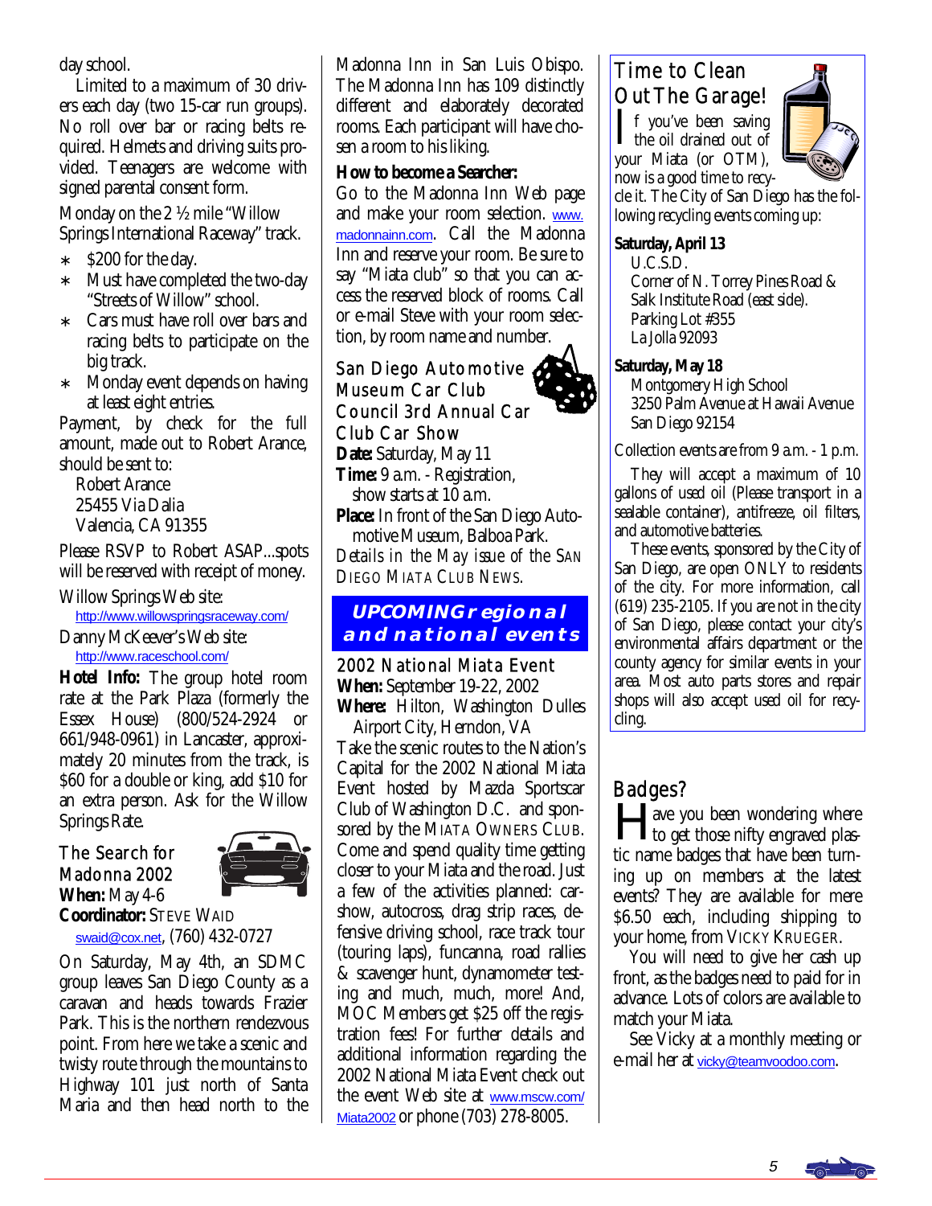day school.

Limited to a maximum of 30 drivers each day (two 15-car run groups). No roll over bar or racing belts required. Helmets and driving suits provided. Teenagers are welcome with signed parental consent form.

Monday on the 2 ½ mile "Willow Springs International Raceway" track.

- $200 for the day.
- Must have completed the two-day "Streets of Willow" school.
- Cars must have roll over bars and racing belts to participate on the big track.
- Monday event depends on having at least eight entries.

Payment, by check for the full amount, made out to Robert Arance, should be sent to:

Robert Arance
25455 Via Dalia
Valencia, CA 91355

Please RSVP to Robert ASAP...spots will be reserved with receipt of money.

Willow Springs Web site:
http://www.willowspringsraceway.com/

Danny McKeever's Web site:
http://www.raceschool.com/

**Hotel Info:** The group hotel room rate at the Park Plaza (formerly the Essex House) (800/524-2924 or 661/948-0961) in Lancaster, approximately 20 minutes from the track, is $60 for a double or king, add $10 for an extra person. Ask for the Willow Springs Rate.

### The Search for Madonna 2002

**When:** May 4-6
**Coordinator:** STEVE WAID
swaid@cox.net, (760) 432-0727

On Saturday, May 4th, an SDMC group leaves San Diego County as a caravan and heads towards Frazier Park. This is the northern rendezvous point. From here we take a scenic and twisty route through the mountains to Highway 101 just north of Santa Maria and then head north to the Madonna Inn in San Luis Obispo. The Madonna Inn has 109 distinctly different and elaborately decorated rooms. Each participant will have chosen a room to his liking.

**How to become a Searcher:**

Go to the Madonna Inn Web page and make your room selection. www.madonnainn.com. Call the Madonna Inn and reserve your room. Be sure to say "Miata club" so that you can access the reserved block of rooms. Call or e-mail Steve with your room selection, by room name and number.

### San Diego Automotive Museum Car Club Council 3rd Annual Car Club Car Show

**Date:** Saturday, May 11
**Time:** 9 a.m. - Registration, show starts at 10 a.m.
**Place:** In front of the San Diego Automotive Museum, Balboa Park.

Details in the May issue of the SAN DIEGO MIATA CLUB NEWS.

## UPCOMING regional and national events

### 2002 National Miata Event

**When:** September 19-22, 2002
**Where:** Hilton, Washington Dulles Airport City, Herndon, VA

Take the scenic routes to the Nation's Capital for the 2002 National Miata Event hosted by Mazda Sportscar Club of Washington D.C. and sponsored by the MIATA OWNERS CLUB. Come and spend quality time getting closer to your Miata and the road. Just a few of the activities planned: carshow, autocross, drag strip races, defensive driving school, race track tour (touring laps), funcanna, road rallies & scavenger hunt, dynamometer testing and much, much, more! And, MOC Members get $25 off the registration fees! For further details and additional information regarding the 2002 National Miata Event check out the event Web site at www.mscw.com/Miata2002 or phone (703) 278-8005.

## Time to Clean Out The Garage!

If you've been saving the oil drained out of your Miata (or OTM), now is a good time to recycle it. The City of San Diego has the following recycling events coming up:

**Saturday, April 13**
U.C.S.D.
Corner of N. Torrey Pines Road & Salk Institute Road (east side).
Parking Lot #355
La Jolla 92093

**Saturday, May 18**
Montgomery High School
3250 Palm Avenue at Hawaii Avenue
San Diego 92154

Collection events are from 9 a.m. - 1 p.m.

They will accept a maximum of 10 gallons of used oil (Please transport in a sealable container), antifreeze, oil filters, and automotive batteries.

These events, sponsored by the City of San Diego, are open ONLY to residents of the city. For more information, call (619) 235-2105. If you are not in the city of San Diego, please contact your city's environmental affairs department or the county agency for similar events in your area. Most auto parts stores and repair shops will also accept used oil for recycling.

## Badges?

Have you been wondering where to get those nifty engraved plastic name badges that have been turning up on members at the latest events? They are available for mere $6.50 each, including shipping to your home, from VICKY KRUEGER.

You will need to give her cash up front, as the badges need to paid for in advance. Lots of colors are available to match your Miata.

See Vicky at a monthly meeting or e-mail her at vicky@teamvoodoo.com.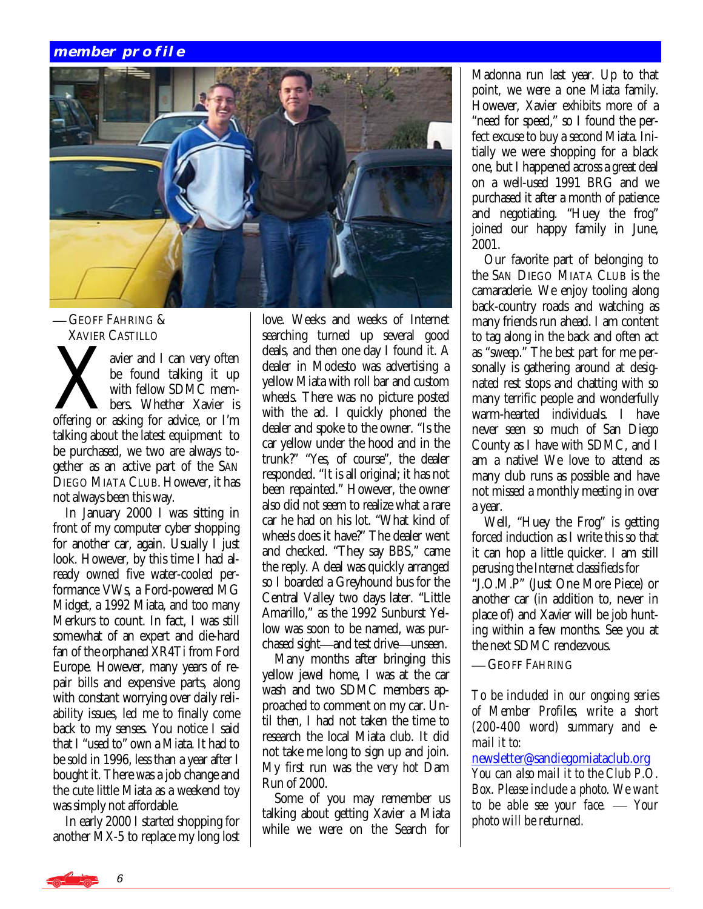## member profile

— GEOFF FAHRING & XAVIER CASTILLO

Xavier and I can very often be found talking it up with fellow SDMC members. Whether Xavier is offering or asking for advice, or I'm talking about the latest equipment to be purchased, we two are always together as an active part of the SAN DIEGO MIATA CLUB. However, it has not always been this way.

In January 2000 I was sitting in front of my computer cyber shopping for another car, again. Usually I just look. However, by this time I had already owned five water-cooled performance VWs, a Ford-powered MG Midget, a 1992 Miata, and too many Merkurs to count. In fact, I was still somewhat of an expert and die-hard fan of the orphaned XR4Ti from Ford Europe. However, many years of repair bills and expensive parts, along with constant worrying over daily reliability issues, led me to finally come back to my senses. You notice I said that I "used to" own a Miata. It had to be sold in 1996, less than a year after I bought it. There was a job change and the cute little Miata as a weekend toy was simply not affordable.

In early 2000 I started shopping for another MX-5 to replace my long lost love. Weeks and weeks of Internet searching turned up several good deals, and then one day I found it. A dealer in Modesto was advertising a yellow Miata with roll bar and custom wheels. There was no picture posted with the ad. I quickly phoned the dealer and spoke to the owner. "Is the car yellow under the hood and in the trunk?" "Yes, of course", the dealer responded. "It is all original; it has not been repainted." However, the owner also did not seem to realize what a rare car he had on his lot. "What kind of wheels does it have?" The dealer went and checked. "They say BBS," came the reply. A deal was quickly arranged so I boarded a Greyhound bus for the Central Valley two days later. "Little Amarillo," as the 1992 Sunburst Yellow was soon to be named, was purchased sight—and test drive—unseen.

Many months after bringing this yellow jewel home, I was at the car wash and two SDMC members approached to comment on my car. Until then, I had not taken the time to research the local Miata club. It did not take me long to sign up and join. My first run was the very hot Dam Run of 2000.

Some of you may remember us talking about getting Xavier a Miata while we were on the Search for Madonna run last year. Up to that point, we were a one Miata family. However, Xavier exhibits more of a "need for speed," so I found the perfect excuse to buy a second Miata. Initially we were shopping for a black one, but I happened across a great deal on a well-used 1991 BRG and we purchased it after a month of patience and negotiating. "Huey the frog" joined our happy family in June, 2001.

Our favorite part of belonging to the SAN DIEGO MIATA CLUB is the camaraderie. We enjoy tooling along back-country roads and watching as many friends run ahead. I am content to tag along in the back and often act as "sweep." The best part for me personally is gathering around at designated rest stops and chatting with so many terrific people and wonderfully warm-hearted individuals. I have never seen so much of San Diego County as I have with SDMC, and I am a native! We love to attend as many club runs as possible and have not missed a monthly meeting in over a year.

Well, "Huey the Frog" is getting forced induction as I write this so that it can hop a little quicker. I am still perusing the Internet classifieds for "J.O.M.P" (Just One More Piece) or another car (in addition to, never in place of) and Xavier will be job hunting within a few months. See you at the next SDMC rendezvous.

— GEOFF FAHRING

*To be included in our ongoing series of Member Profiles, write a short (200-400 word) summary and e-mail it to:*

newsletter@sandiegomiataclub.org

*You can also mail it to the Club P.O. Box. Please include a photo. We want to be able see your face. — Your photo will be returned.*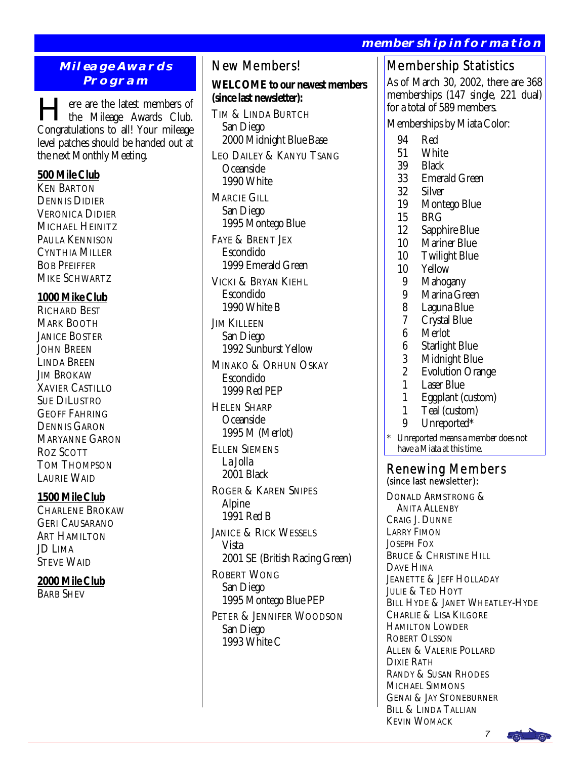## Mileage Awards Program

Here are the latest members of the Mileage Awards Club. Congratulations to all! Your mileage level patches should be handed out at the next Monthly Meeting.

**500 Mile Club**

Ken Barton
Dennis Didier
Veronica Didier
Michael Heinitz
Paula Kennison
Cynthia Miller
Bob Pfeiffer
Mike Schwartz

**1000 Mike Club**

Richard Best
Mark Booth
Janice Boster
John Breen
Linda Breen
Jim Brokaw
Xavier Castillo
Sue DiLustro
Geoff Fahring
Dennis Garon
Maryanne Garon
Roz Scott
Tom Thompson
Laurie Waid

**1500 Mile Club**

Charlene Brokaw
Geri Causarano
Art Hamilton
JD Lima
Steve Waid

**2000 Mile Club**

Barb Shev

## New Members!

**WELCOME to our newest members (since last newsletter):**

Tim & Linda Burtch
San Diego
2000 Midnight Blue Base

Leo Dailey & Kanyu Tsang
Oceanside
1990 White

Marcie Gill
San Diego
1995 Montego Blue

Faye & Brent Jex
Escondido
1999 Emerald Green

Vicki & Bryan Kiehl
Escondido
1990 White B

Jim Killeen
San Diego
1992 Sunburst Yellow

Minako & Orhun Oskay
Escondido
1999 Red PEP

Helen Sharp
Oceanside
1995 M (Merlot)

Ellen Siemens
La Jolla
2001 Black

Roger & Karen Snipes
Alpine
1991 Red B

Janice & Rick Wessels
Vista
2001 SE (British Racing Green)

Robert Wong
San Diego
1995 Montego Blue PEP

Peter & Jennifer Woodson
San Diego
1993 White C

## Membership Statistics

As of March 30, 2002, there are 368 memberships (147 single, 221 dual) for a total of 589 members.

Memberships by Miata Color:

| Count | Color |
|---|---|
| 94 | Red |
| 51 | White |
| 39 | Black |
| 33 | Emerald Green |
| 32 | Silver |
| 19 | Montego Blue |
| 15 | BRG |
| 12 | Sapphire Blue |
| 10 | Mariner Blue |
| 10 | Twilight Blue |
| 10 | Yellow |
| 9 | Mahogany |
| 9 | Marina Green |
| 8 | Laguna Blue |
| 7 | Crystal Blue |
| 6 | Merlot |
| 6 | Starlight Blue |
| 3 | Midnight Blue |
| 2 | Evolution Orange |
| 1 | Laser Blue |
| 1 | Eggplant (custom) |
| 1 | Teal (custom) |
| 9 | Unreported* |

\* Unreported means a member does not have a Miata at this time.

## Renewing Members

(since last newsletter):

Donald Armstrong & Anita Allenby
Craig J. Dunne
Larry Fimon
Joseph Fox
Bruce & Christine Hill
Dave Hina
Jeanette & Jeff Holladay
Julie & Ted Hoyt
Bill Hyde & Janet Wheatley-Hyde
Charlie & Lisa Kilgore
Hamilton Lowder
Robert Olsson
Allen & Valerie Pollard
Dixie Rath
Randy & Susan Rhodes
Michael Simmons
Genai & Jay Stoneburner
Bill & Linda Tallian
Kevin Womack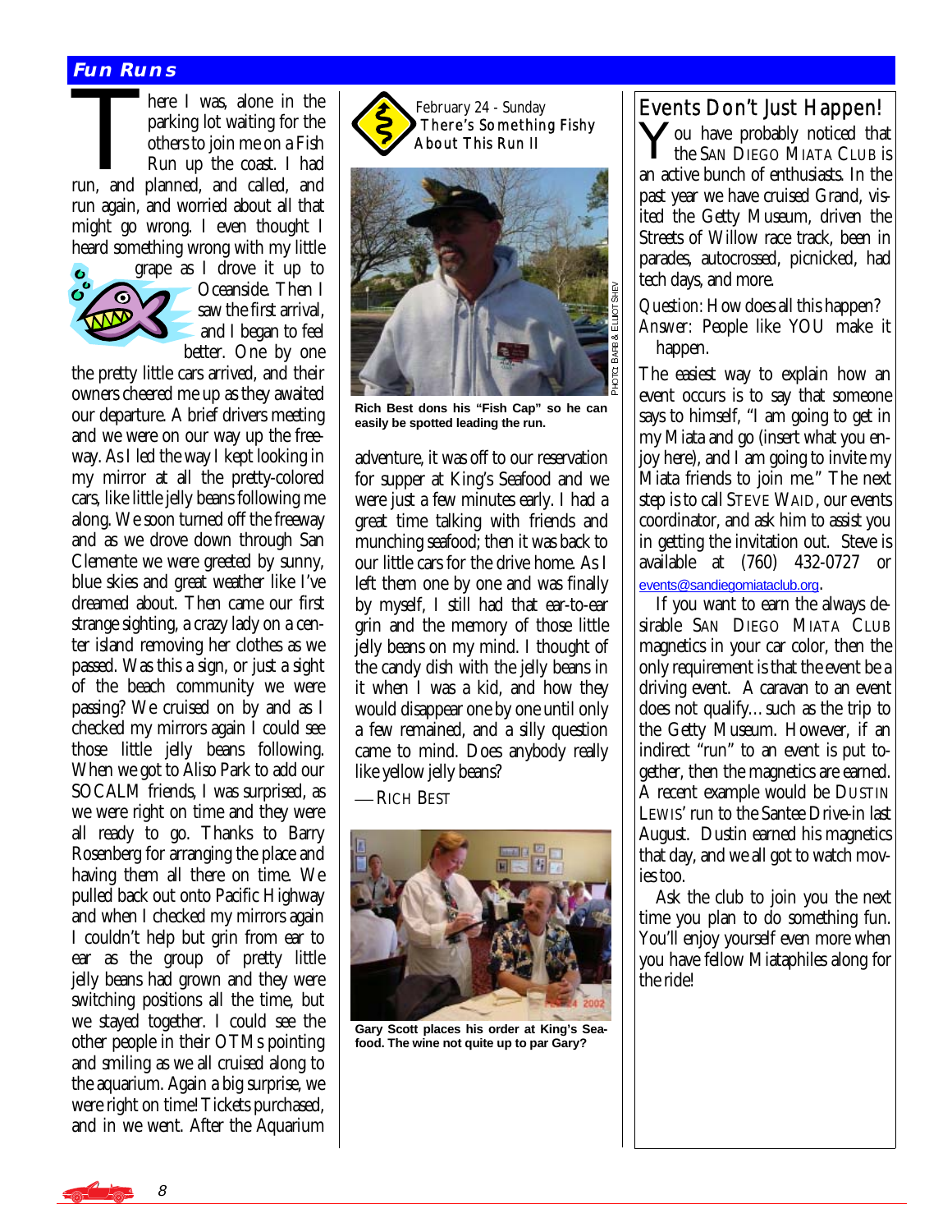## Fun Runs

There I was, alone in the parking lot waiting for the others to join me on a Fish Run up the coast. I had run, and planned, and called, and run again, and worried about all that might go wrong. I even thought I heard something wrong with my little grape as I drove it up to Oceanside. Then I saw the first arrival, and I began to feel better. One by one the pretty little cars arrived, and their owners cheered me up as they awaited our departure. A brief drivers meeting and we were on our way up the freeway. As I led the way I kept looking in my mirror at all the pretty-colored cars, like little jelly beans following me along. We soon turned off the freeway and as we drove down through San Clemente we were greeted by sunny, blue skies and great weather like I've dreamed about. Then came our first strange sighting, a crazy lady on a center island removing her clothes as we passed. Was this a sign, or just a sight of the beach community we were passing? We cruised on by and as I checked my mirrors again I could see those little jelly beans following. When we got to Aliso Park to add our SOCALM friends, I was surprised, as we were right on time and they were all ready to go. Thanks to Barry Rosenberg for arranging the place and having them all there on time. We pulled back out onto Pacific Highway and when I checked my mirrors again I couldn't help but grin from ear to ear as the group of pretty little jelly beans had grown and they were switching positions all the time, but we stayed together. I could see the other people in their OTMs pointing and smiling as we all cruised along to the aquarium. Again a big surprise, we were right on time! Tickets purchased, and in we went. After the Aquarium adventure, it was off to our reservation for supper at King's Seafood and we were just a few minutes early. I had a great time talking with friends and munching seafood; then it was back to our little cars for the drive home. As I left them one by one and was finally by myself, I still had that ear-to-ear grin and the memory of those little jelly beans on my mind. I thought of the candy dish with the jelly beans in it when I was a kid, and how they would disappear one by one until only a few remained, and a silly question came to mind. Does anybody really like yellow jelly beans?

— Rich Best

### February 24 - Sunday
### There's Something Fishy About This Run II

PHOTO: BARB & ELLIOT SHEV

Rich Best dons his "Fish Cap" so he can easily be spotted leading the run.

Gary Scott places his order at King's Seafood. The wine not quite up to par Gary?

## Events Don't Just Happen!

You have probably noticed that the SAN DIEGO MIATA CLUB is an active bunch of enthusiasts. In the past year we have cruised Grand, visited the Getty Museum, driven the Streets of Willow race track, been in parades, autocrossed, picnicked, had tech days, and more.

*Question*: How does all this happen?
*Answer*: People like YOU make it happen.

The easiest way to explain how an event occurs is to say that someone says to himself, "I am going to get in my Miata and go (insert what you enjoy here), and I am going to invite my Miata friends to join me." The next step is to call STEVE WAID, our events coordinator, and ask him to assist you in getting the invitation out. Steve is available at (760) 432-0727 or events@sandiegomiataclub.org.

If you want to earn the always desirable SAN DIEGO MIATA CLUB magnetics in your car color, then the only requirement is that the event be a driving event. A caravan to an event does not qualify… such as the trip to the Getty Museum. However, if an indirect "run" to an event is put together, then the magnetics are earned. A recent example would be DUSTIN LEWIS' run to the Santee Drive-in last August. Dustin earned his magnetics that day, and we all got to watch movies too.

Ask the club to join you the next time you plan to do something fun. You'll enjoy yourself even more when you have fellow Miataphiles along for the ride!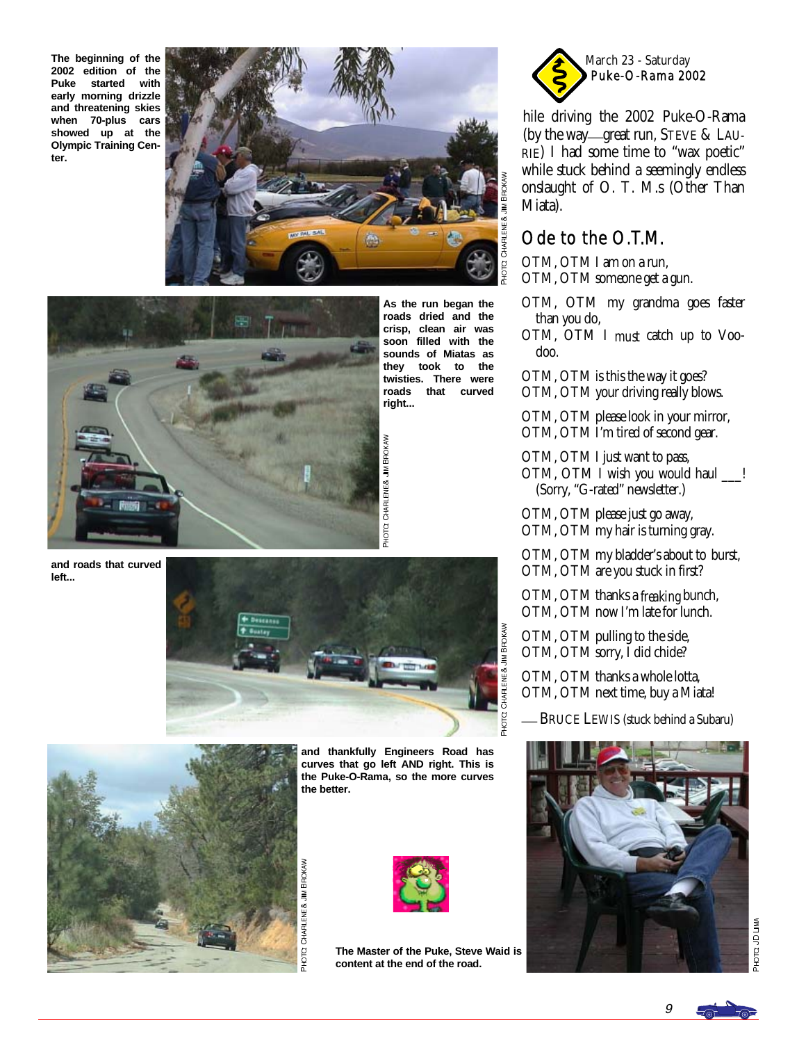The beginning of the 2002 edition of the Puke started with early morning drizzle and threatening skies when 70-plus cars showed up at the Olympic Training Center.

PHOTO: CHARLENE & JIM BROKAW

As the run began the roads dried and the crisp, clean air was soon filled with the sounds of Miatas as they took to the twisties. There were roads that curved right...

PHOTO: CHARLENE & JIM BROKAW

and roads that curved left...

PHOTO: CHARLENE & JIM BROKAW

and thankfully Engineers Road has curves that go left AND right. This is the Puke-O-Rama, so the more curves the better.

PHOTO: CHARLENE & JIM BROKAW

The Master of the Puke, Steve Waid is content at the end of the road.

PHOTO: JD LIMA

March 23 - Saturday
**Puke-O-Rama 2002**

While driving the 2002 Puke-O-Rama (by the way—great run, STEVE & LAURIE) I had some time to "wax poetic" while stuck behind a seemingly endless onslaught of O. T. M.s (Other Than Miata).

## Ode to the O.T.M.

OTM, OTM I am on a run,
OTM, OTM someone get a gun.

OTM, OTM my grandma goes faster than you do,
OTM, OTM I *must* catch up to Voodoo.

OTM, OTM is this the way it goes?
OTM, OTM your driving really blows.

OTM, OTM please look in your mirror,
OTM, OTM I'm tired of second gear.

OTM, OTM I just want to pass,
OTM, OTM I wish you would haul ___!
(Sorry, "G-rated" newsletter.)

OTM, OTM please just go away,
OTM, OTM my hair is turning gray.

OTM, OTM my bladder's about to burst,
OTM, OTM are you stuck in first?

OTM, OTM thanks a *freaking* bunch,
OTM, OTM now I'm late for lunch.

OTM, OTM pulling to the side,
OTM, OTM sorry, I did chide?

OTM, OTM thanks a whole lotta,
OTM, OTM next time, buy a Miata!

— BRUCE LEWIS (stuck behind a Subaru)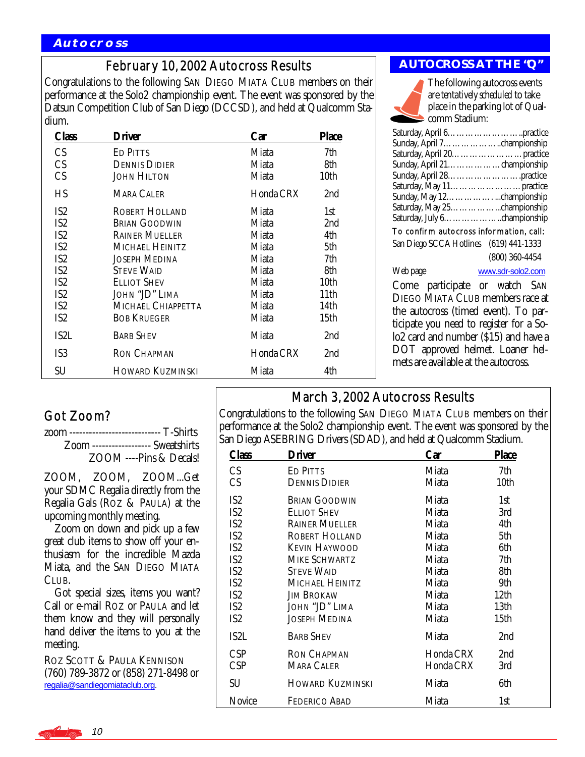## Autocross

### February 10, 2002 Autocross Results

Congratulations to the following San Diego Miata Club members on their performance at the Solo2 championship event. The event was sponsored by the Datsun Competition Club of San Diego (DCCSD), and held at Qualcomm Stadium.

| Class | Driver | Car | Place |
|---|---|---|---|
| CS | Ed Pitts | Miata | 7th |
| CS | Dennis Didier | Miata | 8th |
| CS | John Hilton | Miata | 10th |
| HS | Mara Caler | Honda CRX | 2nd |
| IS2 | Robert Holland | Miata | 1st |
| IS2 | Brian Goodwin | Miata | 2nd |
| IS2 | Rainer Mueller | Miata | 4th |
| IS2 | Michael Heinitz | Miata | 5th |
| IS2 | Joseph Medina | Miata | 7th |
| IS2 | Steve Waid | Miata | 8th |
| IS2 | Elliot Shev | Miata | 10th |
| IS2 | John "JD" Lima | Miata | 11th |
| IS2 | Michael Chiappetta | Miata | 14th |
| IS2 | Bob Krueger | Miata | 15th |
| IS2L | Barb Shev | Miata | 2nd |
| IS3 | Ron Chapman | Honda CRX | 2nd |
| SU | Howard Kuzminski | Miata | 4th |

### AUTOCROSS AT THE "Q"

The following autocross events are tentatively scheduled to take place in the parking lot of Qualcomm Stadium:

- Saturday, April 6……………………..practice
- Sunday, April 7………………..championship
- Saturday, April 20………………… practice
- Sunday, April 21…………… championship
- Sunday, April 28………………….practice
- Saturday, May 11………………… practice
- Sunday, May 12………….…...championship
- Saturday, May 25……………...championship
- Saturday, July 6………………..championship

To confirm autocross information, call:

San Diego SCCA Hotlines (619) 441-1333
(800) 360-4454

Web page www.sdr-solo2.com

Come participate or watch San Diego Miata Club members race at the autocross (timed event). To participate you need to register for a Solo2 card and number ($15) and have a DOT approved helmet. Loaner helmets are available at the autocross.

### Got Zoom?

zoom ---------------------------- T-Shirts
Zoom ------------------ Sweatshirts
ZOOM ----Pins & Decals!

ZOOM, ZOOM, ZOOM...Get your SDMC Regalia directly from the Regalia Gals (Roz & Paula) at the upcoming monthly meeting.

Zoom on down and pick up a few great club items to show off your enthusiasm for the incredible Mazda Miata, and the San Diego Miata Club.

Got special sizes, items you want? Call or e-mail Roz or Paula and let them know and they will personally hand deliver the items to you at the meeting.

Roz Scott & Paula Kennison
(760) 789-3872 or (858) 271-8498 or regalia@sandiegomiataclub.org.

### March 3, 2002 Autocross Results

Congratulations to the following San Diego Miata Club members on their performance at the Solo2 championship event. The event was sponsored by the San Diego ASEBRING Drivers (SDAD), and held at Qualcomm Stadium.

| Class | Driver | Car | Place |
|---|---|---|---|
| CS | Ed Pitts | Miata | 7th |
| CS | Dennis Didier | Miata | 10th |
| IS2 | Brian Goodwin | Miata | 1st |
| IS2 | Elliot Shev | Miata | 3rd |
| IS2 | Rainer Mueller | Miata | 4th |
| IS2 | Robert Holland | Miata | 5th |
| IS2 | Kevin Haywood | Miata | 6th |
| IS2 | Mike Schwartz | Miata | 7th |
| IS2 | Steve Waid | Miata | 8th |
| IS2 | Michael Heinitz | Miata | 9th |
| IS2 | Jim Brokaw | Miata | 12th |
| IS2 | John "JD" Lima | Miata | 13th |
| IS2 | Joseph Medina | Miata | 15th |
| IS2L | Barb Shev | Miata | 2nd |
| CSP | Ron Chapman | Honda CRX | 2nd |
| CSP | Mara Caler | Honda CRX | 3rd |
| SU | Howard Kuzminski | Miata | 6th |
| Novice | Federico Abad | Miata | 1st |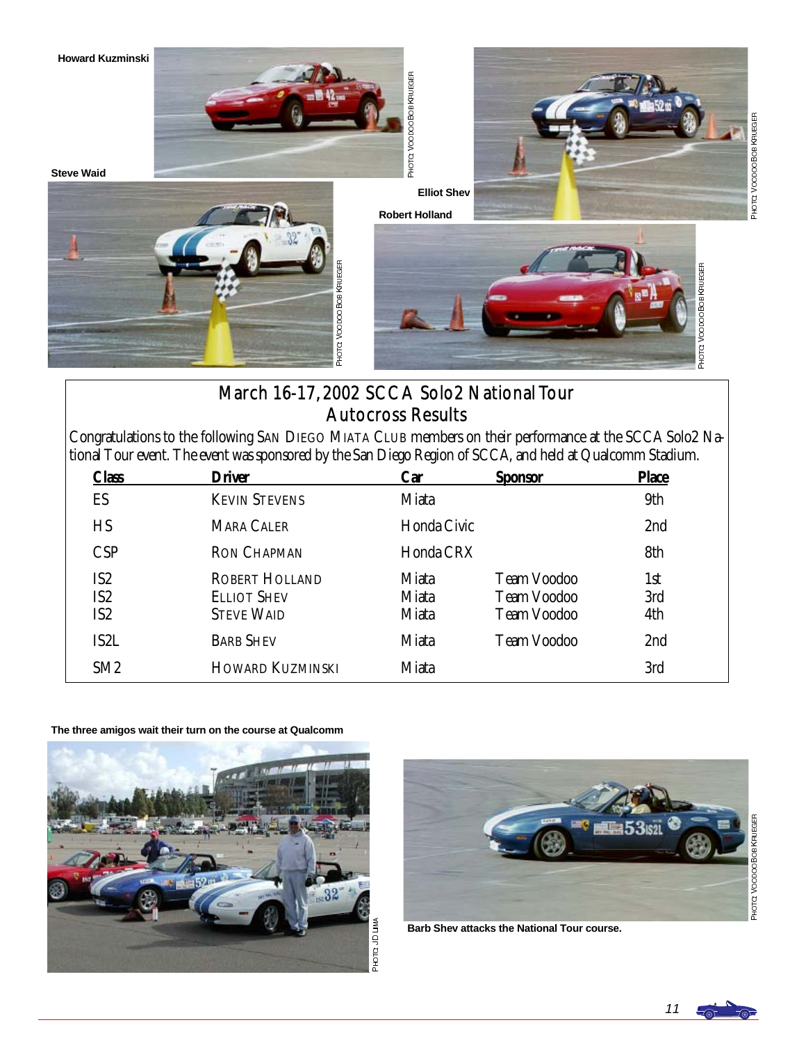Howard Kuzminski

Steve Waid

Elliot Shev

Robert Holland

## March 16-17, 2002 SCCA Solo2 National Tour Autocross Results

Congratulations to the following SAN DIEGO MIATA CLUB members on their performance at the SCCA Solo2 National Tour event. The event was sponsored by the San Diego Region of SCCA, and held at Qualcomm Stadium.

| Class | Driver | Car | Sponsor | Place |
|---|---|---|---|---|
| ES | KEVIN STEVENS | Miata | | 9th |
| HS | MARA CALER | Honda Civic | | 2nd |
| CSP | RON CHAPMAN | Honda CRX | | 8th |
| IS2 | ROBERT HOLLAND | Miata | Team Voodoo | 1st |
| IS2 | ELLIOT SHEV | Miata | Team Voodoo | 3rd |
| IS2 | STEVE WAID | Miata | Team Voodoo | 4th |
| IS2L | BARB SHEV | Miata | Team Voodoo | 2nd |
| SM2 | HOWARD KUZMINSKI | Miata | | 3rd |

The three amigos wait their turn on the course at Qualcomm

Barb Shev attacks the National Tour course.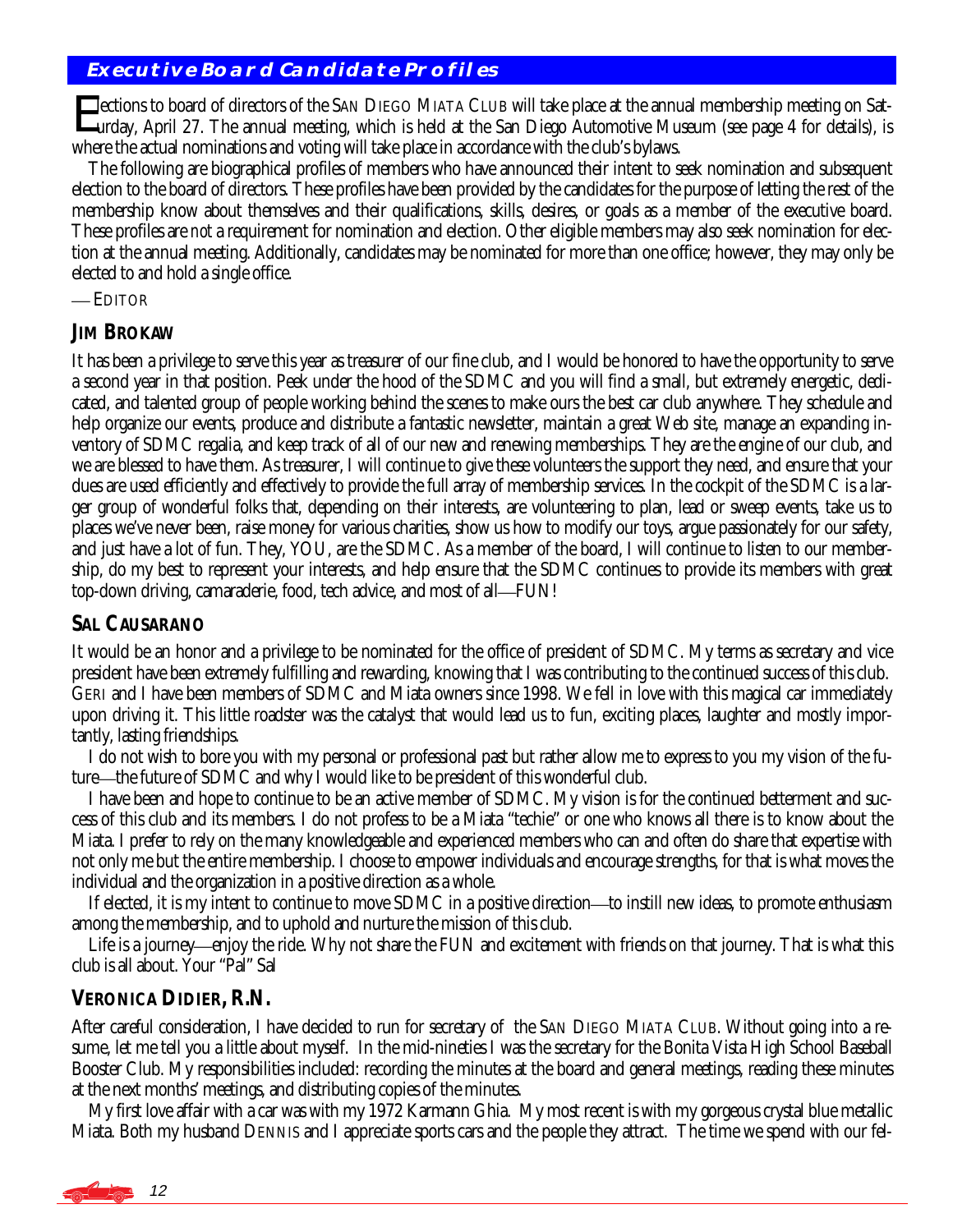## Executive Board Candidate Profiles

Elections to board of directors of the SAN DIEGO MIATA CLUB will take place at the annual membership meeting on Saturday, April 27. The annual meeting, which is held at the San Diego Automotive Museum (see page 4 for details), is where the actual nominations and voting will take place in accordance with the club's bylaws.

The following are biographical profiles of members who have announced their intent to seek nomination and subsequent election to the board of directors. These profiles have been provided by the candidates for the purpose of letting the rest of the membership know about themselves and their qualifications, skills, desires, or goals as a member of the executive board. These profiles are *not* a requirement for nomination and election. Other eligible members may also seek nomination for election at the annual meeting. Additionally, candidates may be nominated for more than one office; however, they may only be elected to and hold a single office.

—EDITOR

### JIM BROKAW

It has been a privilege to serve this year as treasurer of our fine club, and I would be honored to have the opportunity to serve a second year in that position. Peek under the hood of the SDMC and you will find a small, but extremely energetic, dedicated, and talented group of people working behind the scenes to make ours the best car club anywhere. They schedule and help organize our events, produce and distribute a fantastic newsletter, maintain a great Web site, manage an expanding inventory of SDMC regalia, and keep track of all of our new and renewing memberships. They are the engine of our club, and we are blessed to have them. As treasurer, I will continue to give these volunteers the support they need, and ensure that your dues are used efficiently and effectively to provide the full array of membership services. In the cockpit of the SDMC is a larger group of wonderful folks that, depending on their interests, are volunteering to plan, lead or sweep events, take us to places we've never been, raise money for various charities, show us how to modify our toys, argue passionately for our safety, and just have a lot of fun. They, YOU, are the SDMC. As a member of the board, I will continue to listen to our membership, do my best to represent your interests, and help ensure that the SDMC continues to provide its members with great top-down driving, camaraderie, food, tech advice, and most of all—FUN!

### SAL CAUSARANO

It would be an honor and a privilege to be nominated for the office of president of SDMC. My terms as secretary and vice president have been extremely fulfilling and rewarding, knowing that I was contributing to the continued success of this club. GERI and I have been members of SDMC and Miata owners since 1998. We fell in love with this magical car immediately upon driving it. This little roadster was the catalyst that would lead us to fun, exciting places, laughter and mostly importantly, lasting friendships.

I do not wish to bore you with my personal or professional past but rather allow me to express to you my vision of the future—the future of SDMC and why I would like to be president of this wonderful club.

I have been and hope to continue to be an active member of SDMC. My vision is for the continued betterment and success of this club and its members. I do not profess to be a Miata "techie" or one who knows all there is to know about the Miata. I prefer to rely on the many knowledgeable and experienced members who can and often do share that expertise with not only me but the entire membership. I choose to empower individuals and encourage strengths, for that is what moves the individual and the organization in a positive direction as a whole.

If elected, it is my intent to continue to move SDMC in a positive direction—to instill new ideas, to promote enthusiasm among the membership, and to uphold and nurture the mission of this club.

Life is a journey—enjoy the ride. Why not share the FUN and excitement with friends on that journey. That is what this club is all about. Your "Pal" Sal

### VERONICA DIDIER, R.N.

After careful consideration, I have decided to run for secretary of the SAN DIEGO MIATA CLUB. Without going into a resume, let me tell you a little about myself. In the mid-nineties I was the secretary for the Bonita Vista High School Baseball Booster Club. My responsibilities included: recording the minutes at the board and general meetings, reading these minutes at the next months' meetings, and distributing copies of the minutes.

My first love affair with a car was with my 1972 Karmann Ghia. My most recent is with my gorgeous crystal blue metallic Miata. Both my husband DENNIS and I appreciate sports cars and the people they attract. The time we spend with our fel-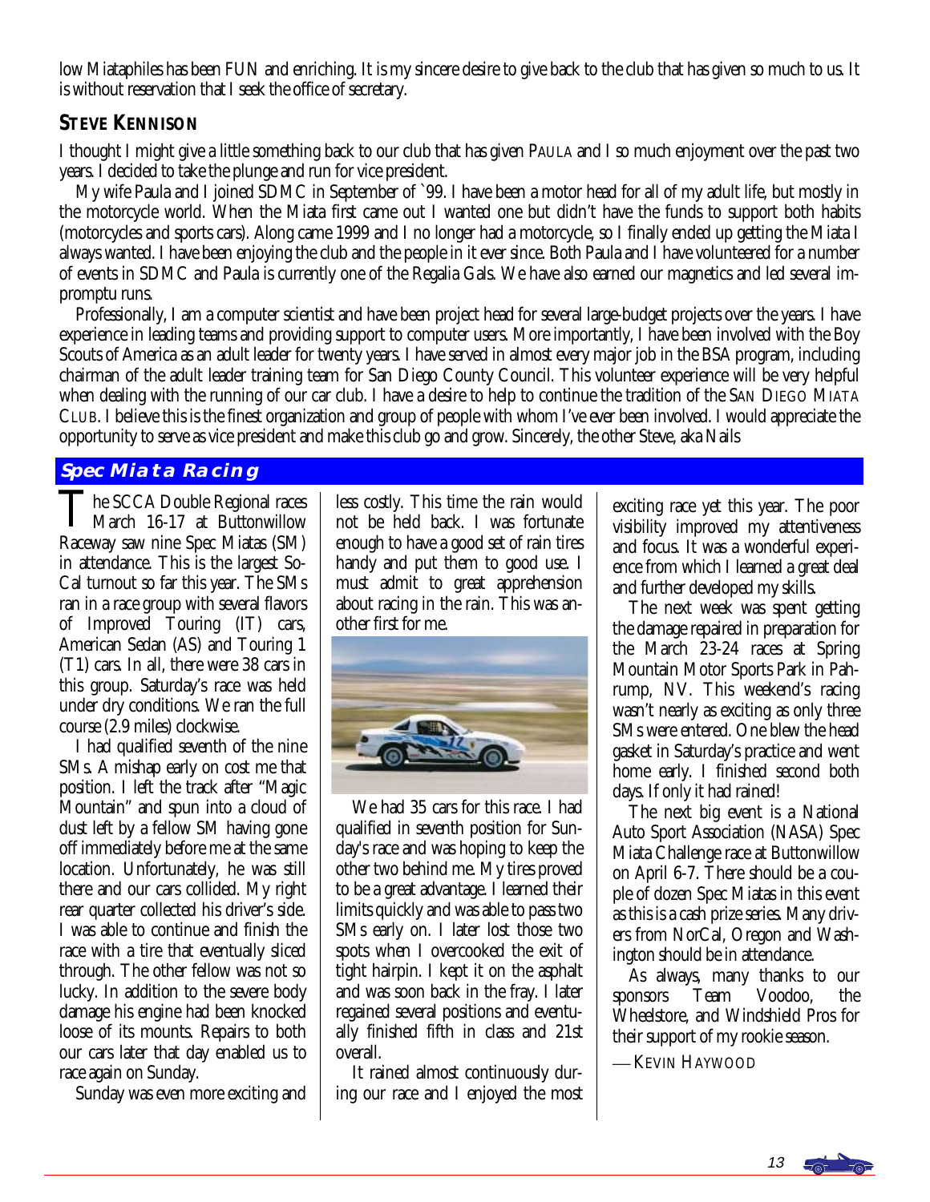low Miataphiles has been FUN and enriching. It is my sincere desire to give back to the club that has given so much to us. It is without reservation that I seek the office of secretary.

### STEVE KENNISON

I thought I might give a little something back to our club that has given PAULA and I so much enjoyment over the past two years. I decided to take the plunge and run for vice president.

My wife Paula and I joined SDMC in September of `99. I have been a motor head for all of my adult life, but mostly in the motorcycle world. When the Miata first came out I wanted one but didn't have the funds to support both habits (motorcycles and sports cars). Along came 1999 and I no longer had a motorcycle, so I finally ended up getting the Miata I always wanted. I have been enjoying the club and the people in it ever since. Both Paula and I have volunteered for a number of events in SDMC and Paula is currently one of the Regalia Gals. We have also earned our magnetics and led several impromptu runs.

Professionally, I am a computer scientist and have been project head for several large-budget projects over the years. I have experience in leading teams and providing support to computer users. More importantly, I have been involved with the Boy Scouts of America as an adult leader for twenty years. I have served in almost every major job in the BSA program, including chairman of the adult leader training team for San Diego County Council. This volunteer experience will be very helpful when dealing with the running of our car club. I have a desire to help to continue the tradition of the SAN DIEGO MIATA CLUB. I believe this is the finest organization and group of people with whom I've ever been involved. I would appreciate the opportunity to serve as vice president and make this club go and grow. Sincerely, the other Steve, aka Nails

## Spec Miata Racing

The SCCA Double Regional races March 16-17 at Buttonwillow Raceway saw nine Spec Miatas (SM) in attendance. This is the largest So-Cal turnout so far this year. The SMs ran in a race group with several flavors of Improved Touring (IT) cars, American Sedan (AS) and Touring 1 (T1) cars. In all, there were 38 cars in this group. Saturday's race was held under dry conditions. We ran the full course (2.9 miles) clockwise.

I had qualified seventh of the nine SMs. A mishap early on cost me that position. I left the track after "Magic Mountain" and spun into a cloud of dust left by a fellow SM having gone off immediately before me at the same location. Unfortunately, he was still there and our cars collided. My right rear quarter collected his driver's side. I was able to continue and finish the race with a tire that eventually sliced through. The other fellow was not so lucky. In addition to the severe body damage his engine had been knocked loose of its mounts. Repairs to both our cars later that day enabled us to race again on Sunday.

Sunday was even more exciting and less costly. This time the rain would not be held back. I was fortunate enough to have a good set of rain tires handy and put them to good use. I must admit to great apprehension about racing in the rain. This was another first for me.

We had 35 cars for this race. I had qualified in seventh position for Sunday's race and was hoping to keep the other two behind me. My tires proved to be a great advantage. I learned their limits quickly and was able to pass two SMs early on. I later lost those two spots when I overcooked the exit of tight hairpin. I kept it on the asphalt and was soon back in the fray. I later regained several positions and eventually finished fifth in class and 21st overall.

It rained almost continuously during our race and I enjoyed the most exciting race yet this year. The poor visibility improved my attentiveness and focus. It was a wonderful experience from which I learned a great deal and further developed my skills.

The next week was spent getting the damage repaired in preparation for the March 23-24 races at Spring Mountain Motor Sports Park in Pahrump, NV. This weekend's racing wasn't nearly as exciting as only three SMs were entered. One blew the head gasket in Saturday's practice and went home early. I finished second both days. If only it had rained!

The next big event is a National Auto Sport Association (NASA) Spec Miata Challenge race at Buttonwillow on April 6-7. There should be a couple of dozen Spec Miatas in this event as this is a cash prize series. Many drivers from NorCal, Oregon and Washington should be in attendance.

As always, many thanks to our sponsors Team Voodoo, the Wheelstore, and Windshield Pros for their support of my rookie season.

— KEVIN HAYWOOD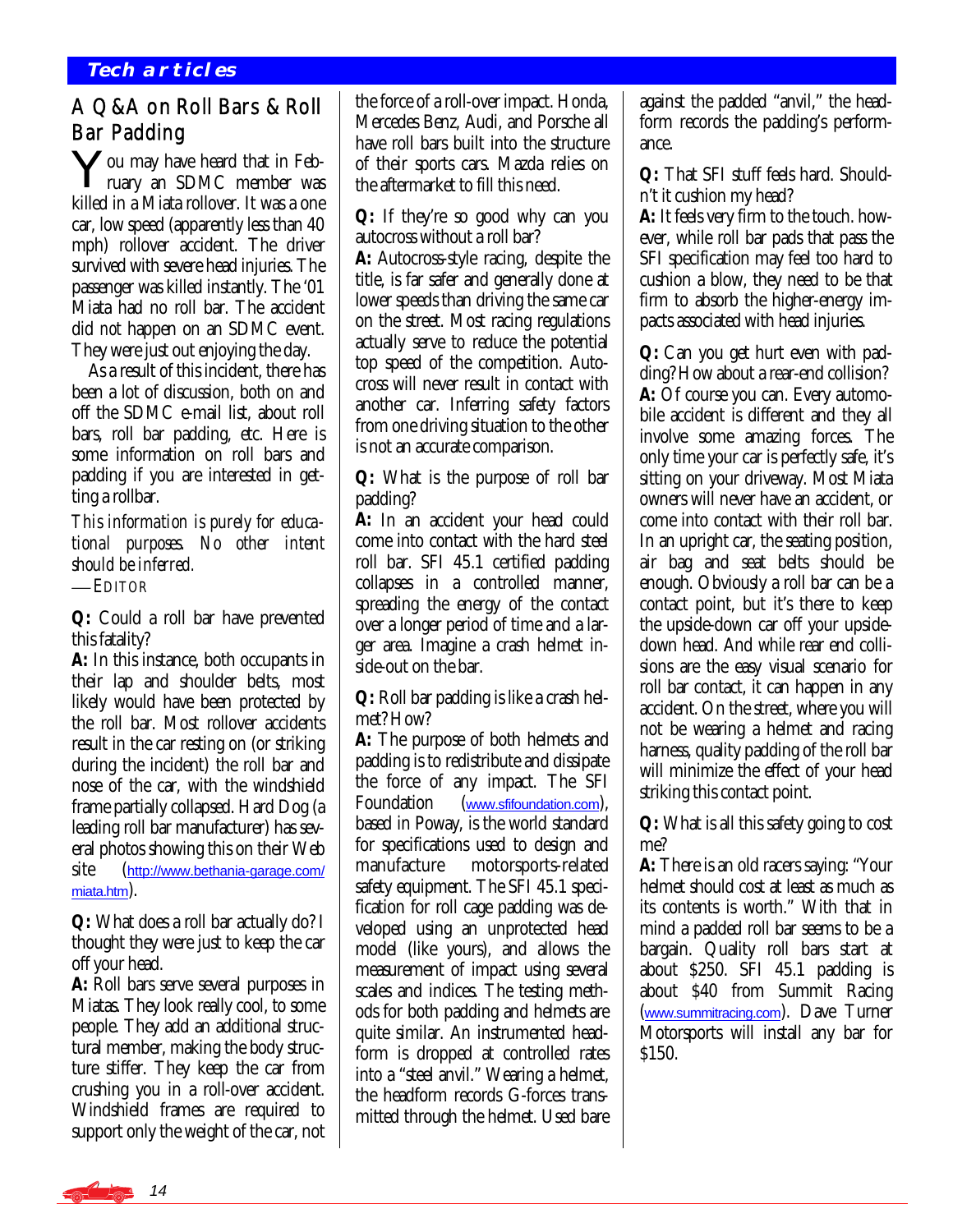## A Q&A on Roll Bars & Roll Bar Padding

You may have heard that in February an SDMC member was killed in a Miata rollover. It was a one car, low speed (apparently less than 40 mph) rollover accident. The driver survived with severe head injuries. The passenger was killed instantly. The '01 Miata had no roll bar. The accident did *not* happen on an SDMC event. They were just out enjoying the day.

As a result of this incident, there has been a lot of discussion, both on and off the SDMC e-mail list, about roll bars, roll bar padding, etc. Here is some information on roll bars and padding if you are interested in getting a rollbar.

*This information is purely for educational purposes. No other intent should be inferred.*

—EDITOR

**Q:** Could a roll bar have prevented this fatality?

**A:** In this instance, both occupants in their lap and shoulder belts, most likely would have been protected by the roll bar. Most rollover accidents result in the car resting on (or striking during the incident) the roll bar and nose of the car, with the windshield frame partially collapsed. Hard Dog (a leading roll bar manufacturer) has several photos showing this on their Web site (http://www.bethania-garage.com/miata.htm).

**Q:** What does a roll bar actually do? I thought they were just to keep the car off your head.

**A:** Roll bars serve several purposes in Miatas. They look really cool, to some people. They add an additional structural member, making the body structure stiffer. They keep the car from crushing you in a roll-over accident. Windshield frames are required to support only the weight of the car, not the force of a roll-over impact. Honda, Mercedes Benz, Audi, and Porsche all have roll bars built into the structure of their sports cars. Mazda relies on the aftermarket to fill this need.

**Q:** If they're so good why can you autocross without a roll bar?

**A:** Autocross-style racing, despite the title, is far safer and generally done at lower speeds than driving the same car on the street. Most racing regulations actually serve to reduce the potential top speed of the competition. Autocross will never result in contact with another car. Inferring safety factors from one driving situation to the other is not an accurate comparison.

**Q:** What is the purpose of roll bar padding?

**A:** In an accident your head could come into contact with the hard steel roll bar. SFI 45.1 certified padding collapses in a controlled manner, spreading the energy of the contact over a longer period of time and a larger area. Imagine a crash helmet inside-out on the bar.

**Q:** Roll bar padding is like a crash helmet? How?

**A:** The purpose of both helmets and padding is to redistribute and dissipate the force of any impact. The SFI Foundation (www.sfifoundation.com), based in Poway, is the world standard for specifications used to design and manufacture motorsports-related safety equipment. The SFI 45.1 specification for roll cage padding was developed using an unprotected head model (like yours), and allows the measurement of impact using several scales and indices. The testing methods for both padding and helmets are quite similar. An instrumented headform is dropped at controlled rates into a "steel anvil." Wearing a helmet, the headform records G-forces transmitted through the helmet. Used bare against the padded "anvil," the headform records the padding's performance.

**Q:** That SFI stuff feels hard. Shouldn't it cushion my head?

**A:** It feels very firm to the touch. however, while roll bar pads that pass the SFI specification may feel too hard to cushion a blow, they need to be that firm to absorb the higher-energy impacts associated with head injuries.

**Q:** Can you get hurt even with padding? How about a rear-end collision?

**A:** Of course you can. Every automobile accident is different and they all involve some amazing forces. The only time your car is perfectly safe, it's sitting on your driveway. Most Miata owners will never have an accident, or come into contact with their roll bar. In an upright car, the seating position, air bag and seat belts should be enough. Obviously a roll bar can be a contact point, but it's there to keep the upside-down car off your upside-down head. And while rear end collisions are the easy visual scenario for roll bar contact, it can happen in any accident. On the street, where you will not be wearing a helmet and racing harness, quality padding of the roll bar will minimize the effect of your head striking this contact point.

**Q:** What is all this safety going to cost me?

**A:** There is an old racers saying: "Your helmet should cost at least as much as its contents is worth." With that in mind a padded roll bar seems to be a bargain. Quality roll bars start at about $250. SFI 45.1 padding is about $40 from Summit Racing (www.summitracing.com). Dave Turner Motorsports will install any bar for $150.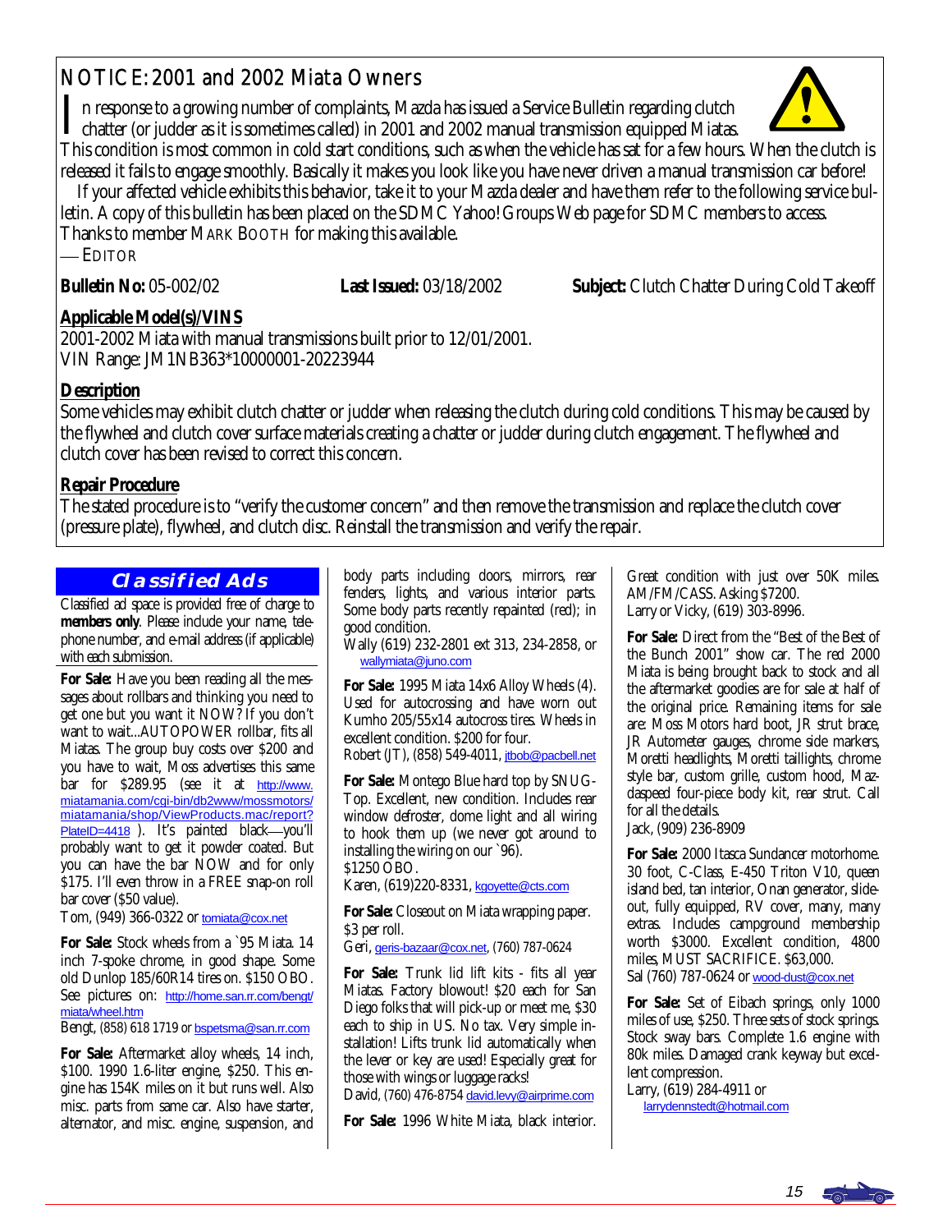## NOTICE: 2001 and 2002 Miata Owners

In response to a growing number of complaints, Mazda has issued a Service Bulletin regarding clutch chatter (or judder as it is sometimes called) in 2001 and 2002 manual transmission equipped Miatas. This condition is most common in cold start conditions, such as when the vehicle has sat for a few hours. When the clutch is released it fails to engage smoothly. Basically it makes you look like you have never driven a manual transmission car before!

If your affected vehicle exhibits this behavior, take it to your Mazda dealer and have them refer to the following service bulletin. A copy of this bulletin has been placed on the SDMC Yahoo! Groups Web page for SDMC members to access. Thanks to member MARK BOOTH for making this available.

— EDITOR

**Bulletin No:** 05-002/02 **Last Issued:** 03/18/2002 **Subject:** Clutch Chatter During Cold Takeoff

**Applicable Model(s)/VINS**

2001-2002 Miata with manual transmissions built prior to 12/01/2001.
VIN Range: JM1NB363*10000001-20223944

**Description**

Some vehicles may exhibit clutch chatter or judder when releasing the clutch during cold conditions. This may be caused by the flywheel and clutch cover surface materials creating a chatter or judder during clutch engagement. The flywheel and clutch cover has been revised to correct this concern.

**Repair Procedure**

The stated procedure is to "verify the customer concern" and then remove the transmission and replace the clutch cover (pressure plate), flywheel, and clutch disc. Reinstall the transmission and verify the repair.

## Classified Ads

Classified ad space is provided free of charge to **members only**. Please include your name, telephone number, and e-mail address (if applicable) with each submission.

**For Sale:** Have you been reading all the messages about rollbars and thinking you need to get one but you want it NOW? If you don't want to wait...AUTOPOWER rollbar, fits all Miatas. The group buy costs over $200 and you have to wait, Moss advertises this same bar for $289.95 (see it at http://www.miatamania.com/cgi-bin/db2www/mossmotors/miatamania/shop/ViewProducts.mac/report?PlateID=4418 ). It's painted black—you'll probably want to get it powder coated. But you can have the bar NOW and for only $175. I'll even throw in a FREE snap-on roll bar cover ($50 value).
Tom, (949) 366-0322 or tomiata@cox.net

**For Sale:** Stock wheels from a `95 Miata. 14 inch 7-spoke chrome, in good shape. Some old Dunlop 185/60R14 tires on. $150 OBO. See pictures on: http://home.san.rr.com/bengt/miata/wheel.htm
Bengt, (858) 618 1719 or bspetsma@san.rr.com

**For Sale:** Aftermarket alloy wheels, 14 inch, $100. 1990 1.6-liter engine, $250. This engine has 154K miles on it but runs well. Also misc. parts from same car. Also have starter, alternator, and misc. engine, suspension, and body parts including doors, mirrors, rear fenders, lights, and various interior parts. Some body parts recently repainted (red); in good condition.
Wally (619) 232-2801 ext 313, 234-2858, or wallymiata@juno.com

**For Sale:** 1995 Miata 14x6 Alloy Wheels (4). Used for autocrossing and have worn out Kumho 205/55x14 autocross tires. Wheels in excellent condition. $200 for four.
Robert (JT), (858) 549-4011, jtbob@pacbell.net

**For Sale:** Montego Blue hard top by SNUG-Top. Excellent, new condition. Includes rear window defroster, dome light and all wiring to hook them up (we never got around to installing the wiring on our `96). $1250 OBO.
Karen, (619)220-8331, kgoyette@cts.com

**For Sale:** Closeout on Miata wrapping paper. $3 per roll.
Geri, geris-bazaar@cox.net, (760) 787-0624

**For Sale:** Trunk lid lift kits - fits all year Miatas. Factory blowout! $20 each for San Diego folks that will pick-up or meet me, $30 each to ship in US. No tax. Very simple installation! Lifts trunk lid automatically when the lever or key are used! Especially great for those with wings or luggage racks!
David, (760) 476-8754 david.levy@airprime.com

**For Sale:** 1996 White Miata, black interior. Great condition with just over 50K miles. AM/FM/CASS. Asking $7200.
Larry or Vicky, (619) 303-8996.

**For Sale:** Direct from the "Best of the Best of the Bunch 2001" show car. The red 2000 Miata is being brought back to stock and all the aftermarket goodies are for sale at half of the original price. Remaining items for sale are: Moss Motors hard boot, JR strut brace, JR Autometer gauges, chrome side markers, Moretti headlights, Moretti taillights, chrome style bar, custom grille, custom hood, Mazdaspeed four-piece body kit, rear strut. Call for all the details.
Jack, (909) 236-8909

**For Sale:** 2000 Itasca Sundancer motorhome. 30 foot, C-Class, E-450 Triton V10, queen island bed, tan interior, Onan generator, slide-out, fully equipped, RV cover, many, many extras. Includes campground membership worth $3000. Excellent condition, 4800 miles, MUST SACRIFICE. $63,000.
Sal (760) 787-0624 or wood-dust@cox.net

**For Sale:** Set of Eibach springs, only 1000 miles of use, $250. Three sets of stock springs. Stock sway bars. Complete 1.6 engine with 80k miles. Damaged crank keyway but excellent compression.
Larry, (619) 284-4911 or larrydennstedt@hotmail.com